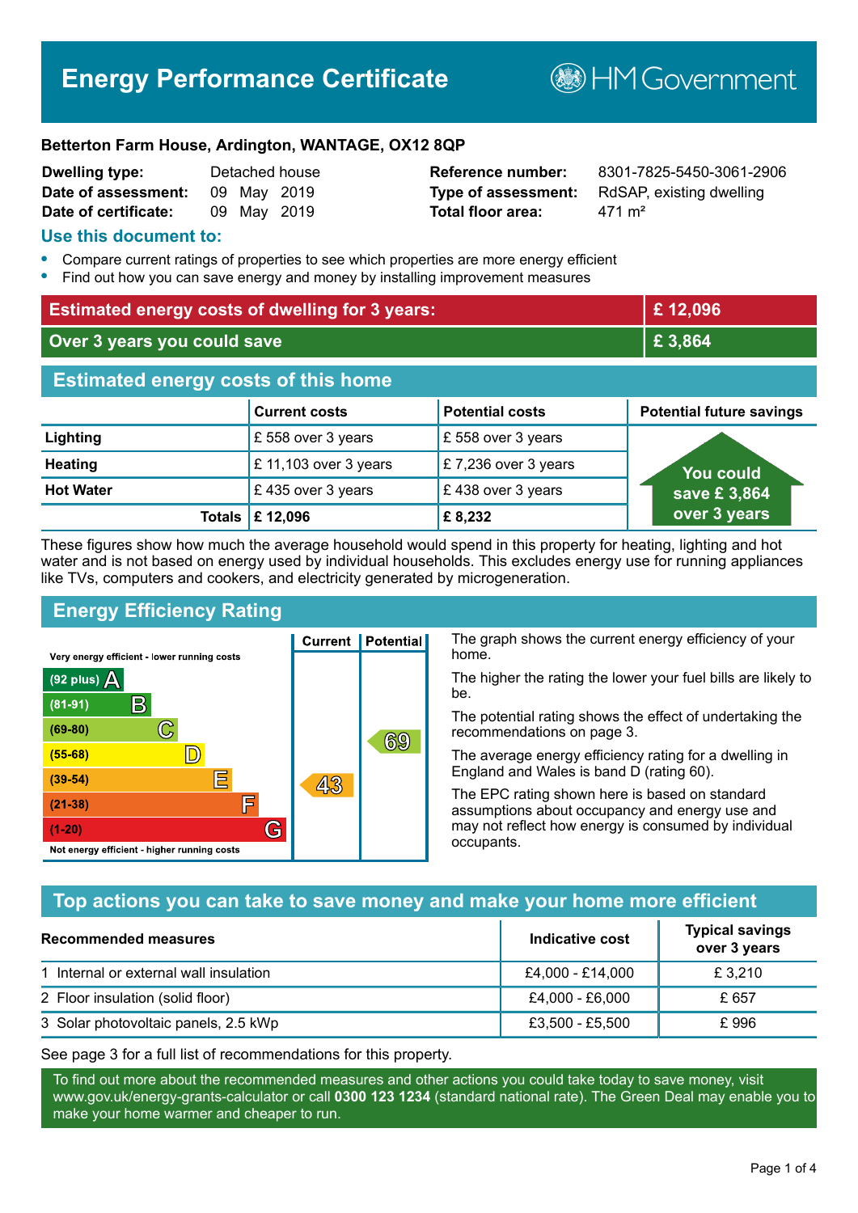# Energy Performance Certificate

HM Government

**Betterton Farm House, Ardington, WANTAGE, OX12 8QP**

| | | | |
|---|---|---|---|
| **Dwelling type:** | Detached house | **Reference number:** | 8301-7825-5450-3061-2906 |
| **Date of assessment:** | 09 May 2019 | **Type of assessment:** | RdSAP, existing dwelling |
| **Date of certificate:** | 09 May 2019 | **Total floor area:** | 471 m² |

## Use this document to:

- Compare current ratings of properties to see which properties are more energy efficient
- Find out how you can save energy and money by installing improvement measures

| | |
|---|---|
| **Estimated energy costs of dwelling for 3 years:** | **£ 12,096** |
| **Over 3 years you could save** | **£ 3,864** |

## Estimated energy costs of this home

| | Current costs | Potential costs | Potential future savings |
|---|---|---|---|
| **Lighting** | £ 558 over 3 years | £ 558 over 3 years | You could save £ 3,864 over 3 years |
| **Heating** | £ 11,103 over 3 years | £ 7,236 over 3 years | |
| **Hot Water** | £ 435 over 3 years | £ 438 over 3 years | |
| **Totals** | **£ 12,096** | **£ 8,232** | |

These figures show how much the average household would spend in this property for heating, lighting and hot water and is not based on energy used by individual households. This excludes energy use for running appliances like TVs, computers and cookers, and electricity generated by microgeneration.

## Energy Efficiency Rating

Very energy efficient - lower running costs

| Rating | Band | Current | Potential |
|---|---|---|---|
| (92 plus) | A | | |
| (81-91) | B | | |
| (69-80) | C | | 69 |
| (55-68) | D | | |
| (39-54) | E | 43 | |
| (21-38) | F | | |
| (1-20) | G | | |

Not energy efficient - higher running costs

The graph shows the current energy efficiency of your home.

The higher the rating the lower your fuel bills are likely to be.

The potential rating shows the effect of undertaking the recommendations on page 3.

The average energy efficiency rating for a dwelling in England and Wales is band D (rating 60).

The EPC rating shown here is based on standard assumptions about occupancy and energy use and may not reflect how energy is consumed by individual occupants.

## Top actions you can take to save money and make your home more efficient

| Recommended measures | Indicative cost | Typical savings over 3 years |
|---|---|---|
| 1 Internal or external wall insulation | £4,000 - £14,000 | £ 3,210 |
| 2 Floor insulation (solid floor) | £4,000 - £6,000 | £ 657 |
| 3 Solar photovoltaic panels, 2.5 kWp | £3,500 - £5,500 | £ 996 |

See page 3 for a full list of recommendations for this property.

To find out more about the recommended measures and other actions you could take today to save money, visit www.gov.uk/energy-grants-calculator or call **0300 123 1234** (standard national rate). The Green Deal may enable you to make your home warmer and cheaper to run.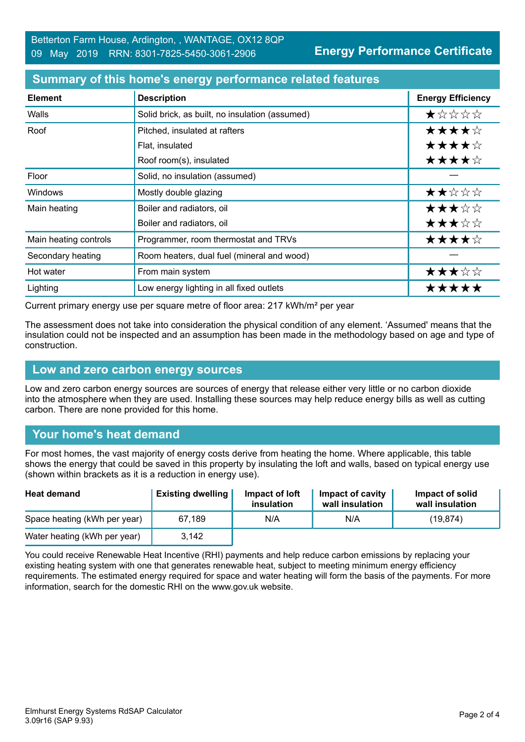Betterton Farm House, Ardington, , WANTAGE, OX12 8QP
09 May 2019 RRN: 8301-7825-5450-3061-2906

**Energy Performance Certificate**

## Summary of this home's energy performance related features

| Element | Description | Energy Efficiency |
|---|---|---|
| Walls | Solid brick, as built, no insulation (assumed) | ★☆☆☆☆ |
| Roof | Pitched, insulated at rafters | ★★★★☆ |
| | Flat, insulated | ★★★★☆ |
| | Roof room(s), insulated | ★★★★☆ |
| Floor | Solid, no insulation (assumed) | — |
| Windows | Mostly double glazing | ★★☆☆☆ |
| Main heating | Boiler and radiators, oil | ★★★☆☆ |
| | Boiler and radiators, oil | ★★★☆☆ |
| Main heating controls | Programmer, room thermostat and TRVs | ★★★★☆ |
| Secondary heating | Room heaters, dual fuel (mineral and wood) | — |
| Hot water | From main system | ★★★☆☆ |
| Lighting | Low energy lighting in all fixed outlets | ★★★★★ |

Current primary energy use per square metre of floor area: 217 kWh/m² per year

The assessment does not take into consideration the physical condition of any element. 'Assumed' means that the insulation could not be inspected and an assumption has been made in the methodology based on age and type of construction.

## Low and zero carbon energy sources

Low and zero carbon energy sources are sources of energy that release either very little or no carbon dioxide into the atmosphere when they are used. Installing these sources may help reduce energy bills as well as cutting carbon. There are none provided for this home.

## Your home's heat demand

For most homes, the vast majority of energy costs derive from heating the home. Where applicable, this table shows the energy that could be saved in this property by insulating the loft and walls, based on typical energy use (shown within brackets as it is a reduction in energy use).

| Heat demand | Existing dwelling | Impact of loft insulation | Impact of cavity wall insulation | Impact of solid wall insulation |
|---|---|---|---|---|
| Space heating (kWh per year) | 67,189 | N/A | N/A | (19,874) |
| Water heating (kWh per year) | 3,142 | | | |

You could receive Renewable Heat Incentive (RHI) payments and help reduce carbon emissions by replacing your existing heating system with one that generates renewable heat, subject to meeting minimum energy efficiency requirements. The estimated energy required for space and water heating will form the basis of the payments. For more information, search for the domestic RHI on the www.gov.uk website.

Elmhurst Energy Systems RdSAP Calculator
3.09r16 (SAP 9.93)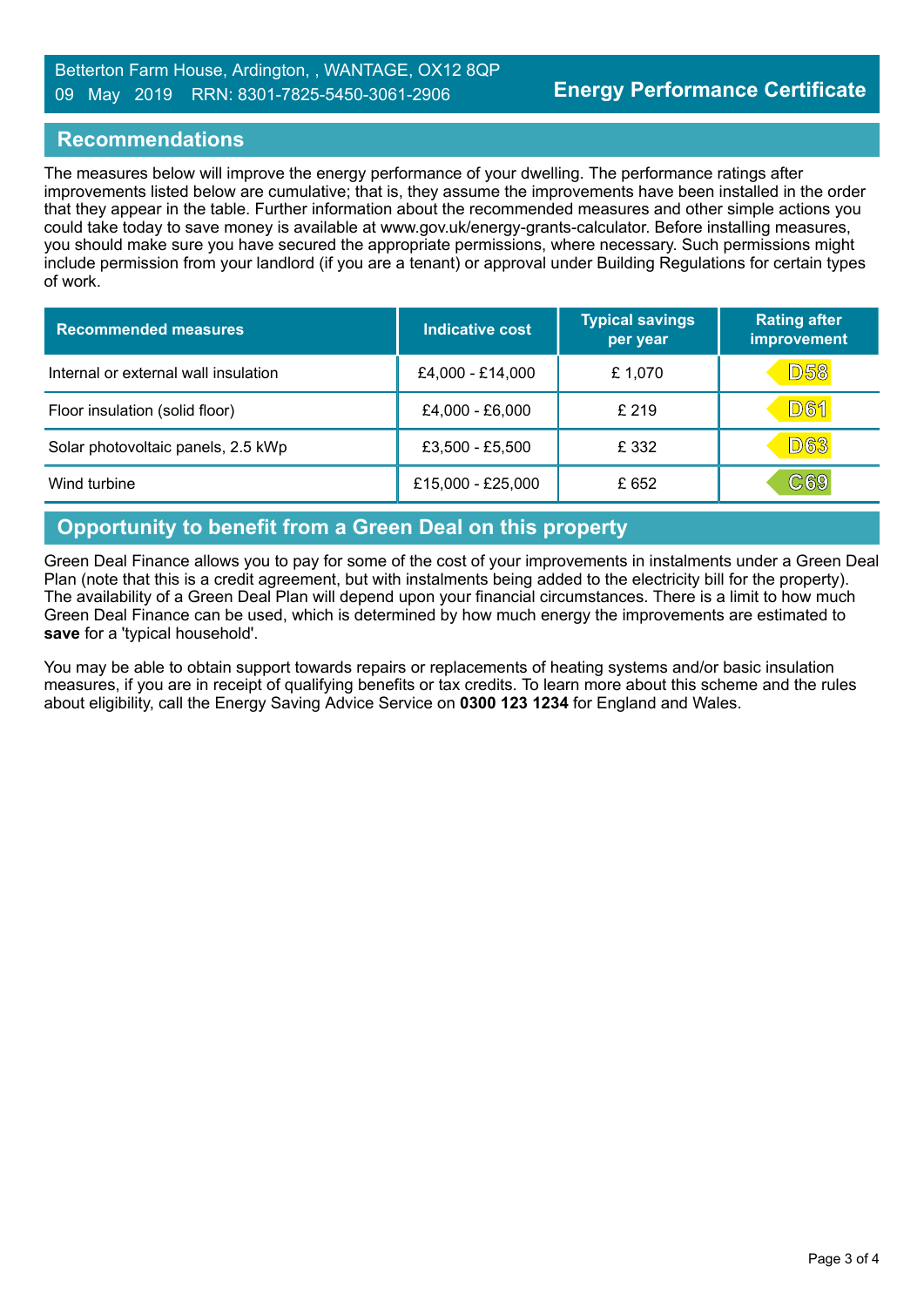## Recommendations

The measures below will improve the energy performance of your dwelling. The performance ratings after improvements listed below are cumulative; that is, they assume the improvements have been installed in the order that they appear in the table. Further information about the recommended measures and other simple actions you could take today to save money is available at www.gov.uk/energy-grants-calculator. Before installing measures, you should make sure you have secured the appropriate permissions, where necessary. Such permissions might include permission from your landlord (if you are a tenant) or approval under Building Regulations for certain types of work.

| Recommended measures | Indicative cost | Typical savings per year | Rating after improvement |
|---|---|---|---|
| Internal or external wall insulation | £4,000 - £14,000 | £ 1,070 | D58 |
| Floor insulation (solid floor) | £4,000 - £6,000 | £ 219 | D61 |
| Solar photovoltaic panels, 2.5 kWp | £3,500 - £5,500 | £ 332 | D63 |
| Wind turbine | £15,000 - £25,000 | £ 652 | C69 |

## Opportunity to benefit from a Green Deal on this property

Green Deal Finance allows you to pay for some of the cost of your improvements in instalments under a Green Deal Plan (note that this is a credit agreement, but with instalments being added to the electricity bill for the property). The availability of a Green Deal Plan will depend upon your financial circumstances. There is a limit to how much Green Deal Finance can be used, which is determined by how much energy the improvements are estimated to **save** for a 'typical household'.

You may be able to obtain support towards repairs or replacements of heating systems and/or basic insulation measures, if you are in receipt of qualifying benefits or tax credits. To learn more about this scheme and the rules about eligibility, call the Energy Saving Advice Service on **0300 123 1234** for England and Wales.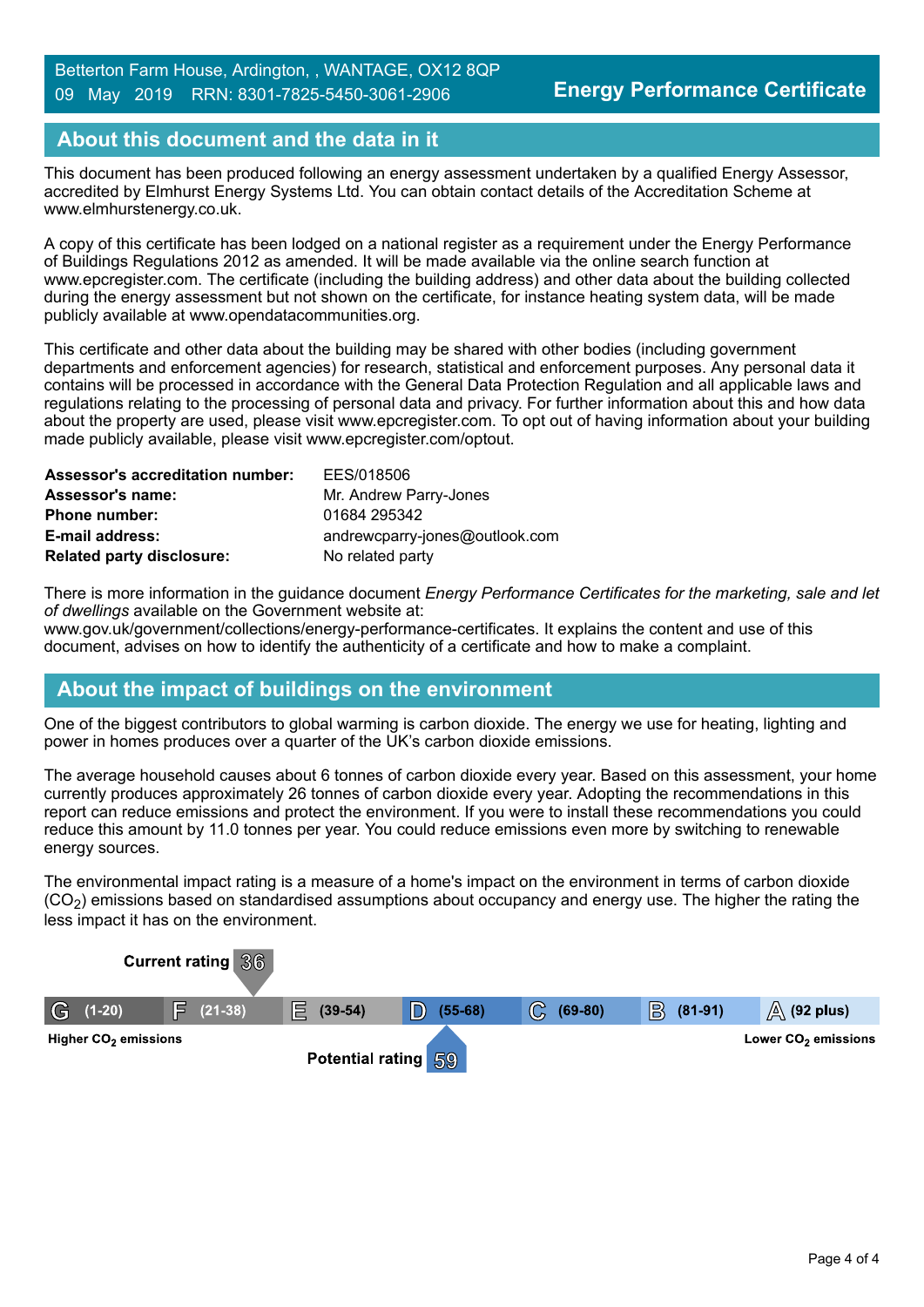Betterton Farm House, Ardington, , WANTAGE, OX12 8QP
09 May 2019 RRN: 8301-7825-5450-3061-2906

**Energy Performance Certificate**

## About this document and the data in it

This document has been produced following an energy assessment undertaken by a qualified Energy Assessor, accredited by Elmhurst Energy Systems Ltd. You can obtain contact details of the Accreditation Scheme at www.elmhurstenergy.co.uk.

A copy of this certificate has been lodged on a national register as a requirement under the Energy Performance of Buildings Regulations 2012 as amended. It will be made available via the online search function at www.epcregister.com. The certificate (including the building address) and other data about the building collected during the energy assessment but not shown on the certificate, for instance heating system data, will be made publicly available at www.opendatacommunities.org.

This certificate and other data about the building may be shared with other bodies (including government departments and enforcement agencies) for research, statistical and enforcement purposes. Any personal data it contains will be processed in accordance with the General Data Protection Regulation and all applicable laws and regulations relating to the processing of personal data and privacy. For further information about this and how data about the property are used, please visit www.epcregister.com. To opt out of having information about your building made publicly available, please visit www.epcregister.com/optout.

| | |
|---|---|
| **Assessor's accreditation number:** | EES/018506 |
| **Assessor's name:** | Mr. Andrew Parry-Jones |
| **Phone number:** | 01684 295342 |
| **E-mail address:** | andrewcparry-jones@outlook.com |
| **Related party disclosure:** | No related party |

There is more information in the guidance document *Energy Performance Certificates for the marketing, sale and let of dwellings* available on the Government website at: www.gov.uk/government/collections/energy-performance-certificates. It explains the content and use of this document, advises on how to identify the authenticity of a certificate and how to make a complaint.

## About the impact of buildings on the environment

One of the biggest contributors to global warming is carbon dioxide. The energy we use for heating, lighting and power in homes produces over a quarter of the UK's carbon dioxide emissions.

The average household causes about 6 tonnes of carbon dioxide every year. Based on this assessment, your home currently produces approximately 26 tonnes of carbon dioxide every year. Adopting the recommendations in this report can reduce emissions and protect the environment. If you were to install these recommendations you could reduce this amount by 11.0 tonnes per year. You could reduce emissions even more by switching to renewable energy sources.

The environmental impact rating is a measure of a home's impact on the environment in terms of carbon dioxide ($CO_2$) emissions based on standardised assumptions about occupancy and energy use. The higher the rating the less impact it has on the environment.

Current rating 36

G (1-20) F (21-38) E (39-54) D (55-68) C (69-80) B (81-91) A (92 plus)

Higher $CO_2$ emissions

Lower $CO_2$ emissions

Potential rating 59